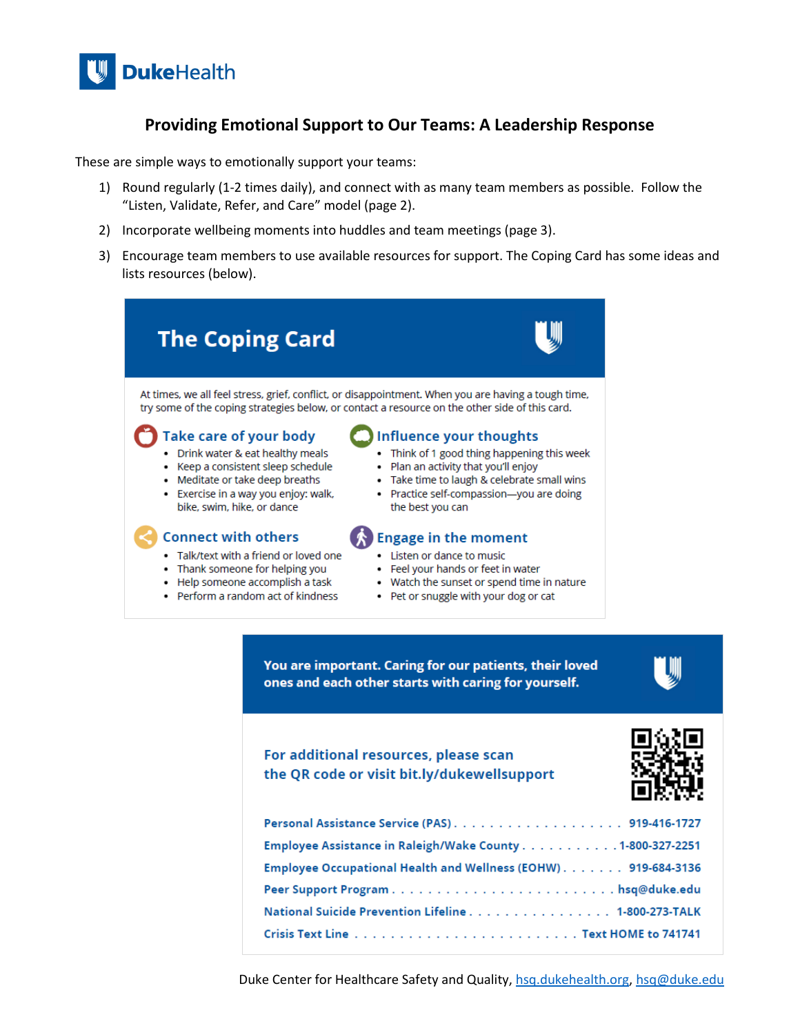**DukeHealth**

# Providing Emotional Support to Our Teams: A Leadership Response

These are simple ways to emotionally support your teams:

1) Round regularly (1-2 times daily), and connect with as many team members as possible. Follow the "Listen, Validate, Refer, and Care" model (page 2).
2) Incorporate wellbeing moments into huddles and team meetings (page 3).
3) Encourage team members to use available resources for support. The Coping Card has some ideas and lists resources (below).

## The Coping Card

At times, we all feel stress, grief, conflict, or disappointment. When you are having a tough time, try some of the coping strategies below, or contact a resource on the other side of this card.

### Take care of your body

- Drink water & eat healthy meals
- Keep a consistent sleep schedule
- Meditate or take deep breaths
- Exercise in a way you enjoy: walk, bike, swim, hike, or dance

### Influence your thoughts

- Think of 1 good thing happening this week
- Plan an activity that you'll enjoy
- Take time to laugh & celebrate small wins
- Practice self-compassion—you are doing the best you can

### Connect with others

- Talk/text with a friend or loved one
- Thank someone for helping you
- Help someone accomplish a task
- Perform a random act of kindness

### Engage in the moment

- Listen or dance to music
- Feel your hands or feet in water
- Watch the sunset or spend time in nature
- Pet or snuggle with your dog or cat

**You are important. Caring for our patients, their loved ones and each other starts with caring for yourself.**

**For additional resources, please scan the QR code or visit bit.ly/dukewellsupport**

Personal Assistance Service (PAS) . . . . . . . . . . . . . . . . . . 919-416-1727
Employee Assistance in Raleigh/Wake County . . . . . . . . . . . 1-800-327-2251
Employee Occupational Health and Wellness (EOHW) . . . . . . . 919-684-3136
Peer Support Program . . . . . . . . . . . . . . . . . . . . . . . . hsq@duke.edu
National Suicide Prevention Lifeline . . . . . . . . . . . . . . . . 1-800-273-TALK
Crisis Text Line . . . . . . . . . . . . . . . . . . . . . . . . Text HOME to 741741

Duke Center for Healthcare Safety and Quality, hsq.dukehealth.org, hsq@duke.edu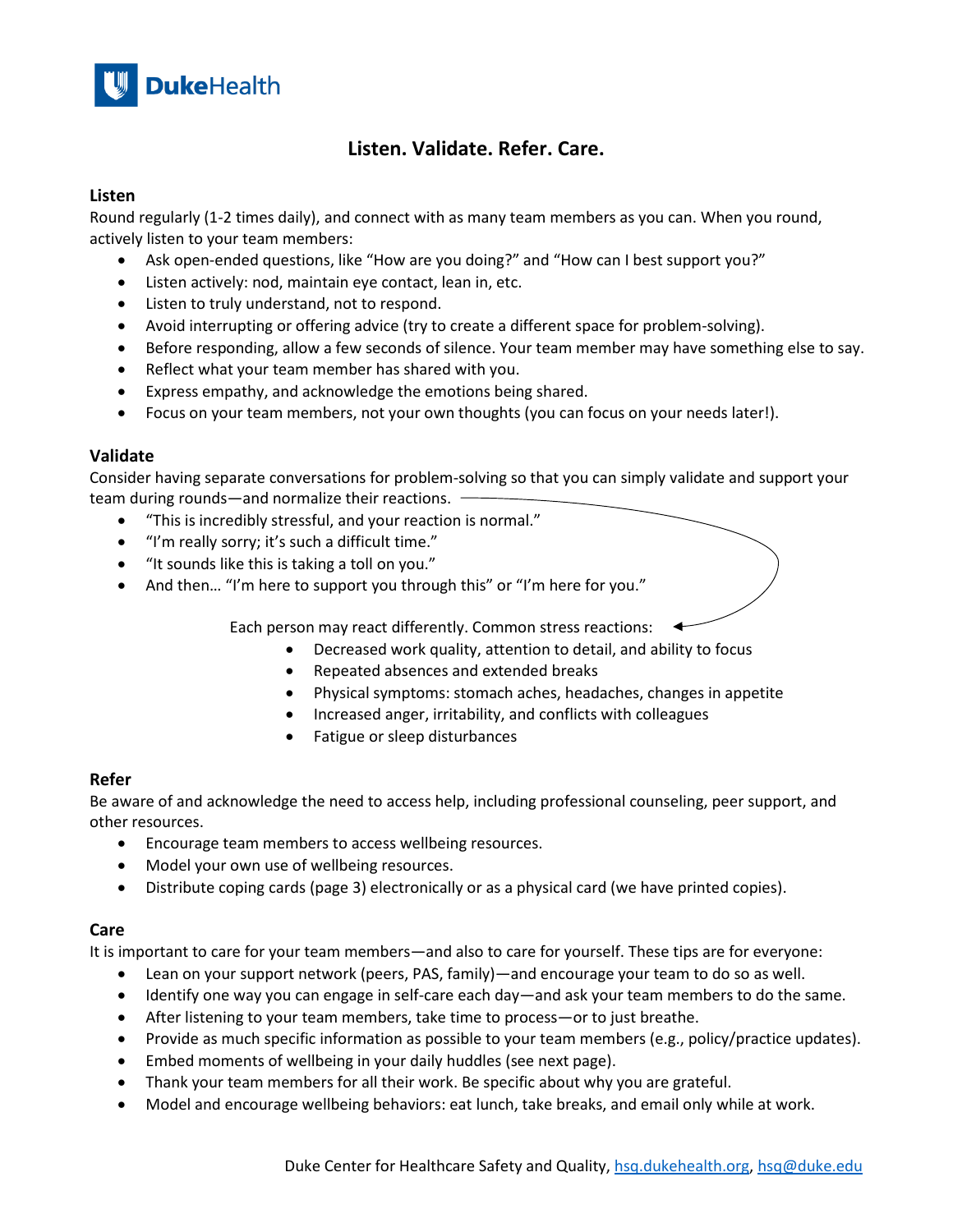DukeHealth

# Listen. Validate. Refer. Care.

## Listen

Round regularly (1-2 times daily), and connect with as many team members as you can. When you round, actively listen to your team members:

- Ask open-ended questions, like "How are you doing?" and "How can I best support you?"
- Listen actively: nod, maintain eye contact, lean in, etc.
- Listen to truly understand, not to respond.
- Avoid interrupting or offering advice (try to create a different space for problem-solving).
- Before responding, allow a few seconds of silence. Your team member may have something else to say.
- Reflect what your team member has shared with you.
- Express empathy, and acknowledge the emotions being shared.
- Focus on your team members, not your own thoughts (you can focus on your needs later!).

## Validate

Consider having separate conversations for problem-solving so that you can simply validate and support your team during rounds—and normalize their reactions.

- "This is incredibly stressful, and your reaction is normal."
- "I'm really sorry; it's such a difficult time."
- "It sounds like this is taking a toll on you."
- And then… "I'm here to support you through this" or "I'm here for you."

Each person may react differently. Common stress reactions:

- Decreased work quality, attention to detail, and ability to focus
- Repeated absences and extended breaks
- Physical symptoms: stomach aches, headaches, changes in appetite
- Increased anger, irritability, and conflicts with colleagues
- Fatigue or sleep disturbances

## Refer

Be aware of and acknowledge the need to access help, including professional counseling, peer support, and other resources.

- Encourage team members to access wellbeing resources.
- Model your own use of wellbeing resources.
- Distribute coping cards (page 3) electronically or as a physical card (we have printed copies).

## Care

It is important to care for your team members—and also to care for yourself. These tips are for everyone:

- Lean on your support network (peers, PAS, family)—and encourage your team to do so as well.
- Identify one way you can engage in self-care each day—and ask your team members to do the same.
- After listening to your team members, take time to process—or to just breathe.
- Provide as much specific information as possible to your team members (e.g., policy/practice updates).
- Embed moments of wellbeing in your daily huddles (see next page).
- Thank your team members for all their work. Be specific about why you are grateful.
- Model and encourage wellbeing behaviors: eat lunch, take breaks, and email only while at work.

Duke Center for Healthcare Safety and Quality, hsq.dukehealth.org, hsq@duke.edu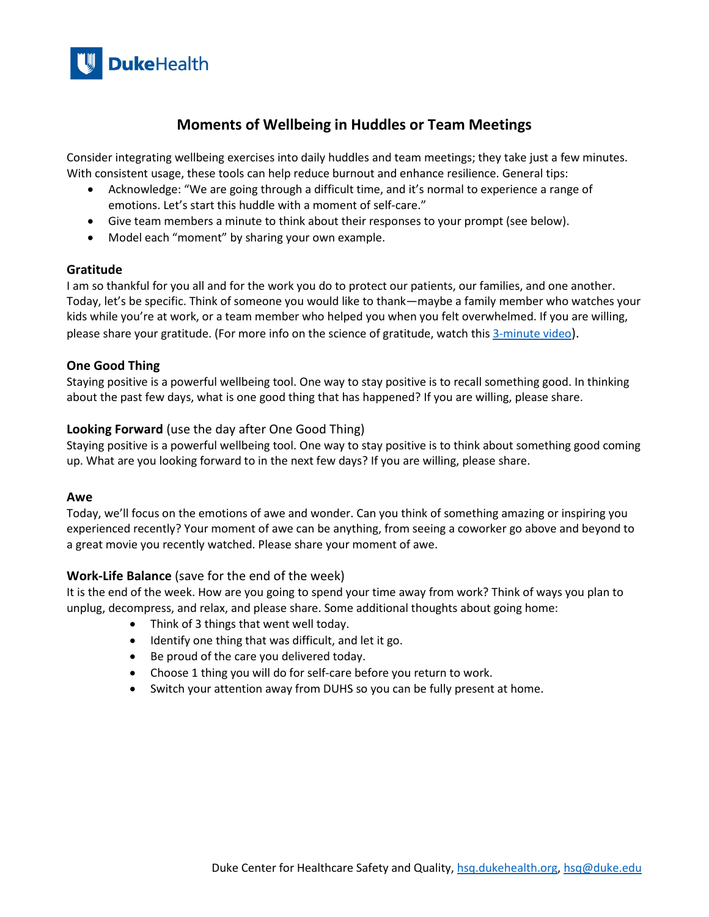DukeHealth

# Moments of Wellbeing in Huddles or Team Meetings

Consider integrating wellbeing exercises into daily huddles and team meetings; they take just a few minutes. With consistent usage, these tools can help reduce burnout and enhance resilience. General tips:

- Acknowledge: "We are going through a difficult time, and it's normal to experience a range of emotions. Let's start this huddle with a moment of self-care."
- Give team members a minute to think about their responses to your prompt (see below).
- Model each "moment" by sharing your own example.

### Gratitude

I am so thankful for you all and for the work you do to protect our patients, our families, and one another. Today, let's be specific. Think of someone you would like to thank—maybe a family member who watches your kids while you're at work, or a team member who helped you when you felt overwhelmed. If you are willing, please share your gratitude. (For more info on the science of gratitude, watch this 3-minute video).

### One Good Thing

Staying positive is a powerful wellbeing tool. One way to stay positive is to recall something good. In thinking about the past few days, what is one good thing that has happened? If you are willing, please share.

### Looking Forward (use the day after One Good Thing)

Staying positive is a powerful wellbeing tool. One way to stay positive is to think about something good coming up. What are you looking forward to in the next few days? If you are willing, please share.

### Awe

Today, we'll focus on the emotions of awe and wonder. Can you think of something amazing or inspiring you experienced recently? Your moment of awe can be anything, from seeing a coworker go above and beyond to a great movie you recently watched. Please share your moment of awe.

### Work-Life Balance (save for the end of the week)

It is the end of the week. How are you going to spend your time away from work? Think of ways you plan to unplug, decompress, and relax, and please share. Some additional thoughts about going home:

- Think of 3 things that went well today.
- Identify one thing that was difficult, and let it go.
- Be proud of the care you delivered today.
- Choose 1 thing you will do for self-care before you return to work.
- Switch your attention away from DUHS so you can be fully present at home.

Duke Center for Healthcare Safety and Quality, hsq.dukehealth.org, hsq@duke.edu